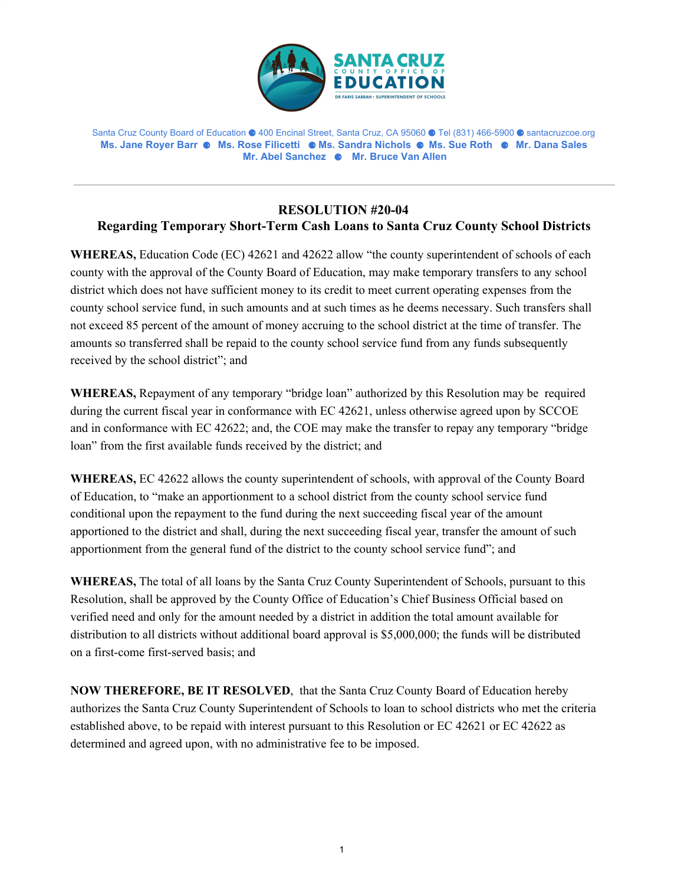SANTA CRUZ COUNTY OFFICE OF EDUCATION
DR. FARIS SABBAH • SUPERINTENDENT OF SCHOOLS

Santa Cruz County Board of Education ● 400 Encinal Street, Santa Cruz, CA 95060 ● Tel (831) 466-5900 ● santacruzcoe.org
**Ms. Jane Royer Barr ● Ms. Rose Filicetti ● Ms. Sandra Nichols ● Ms. Sue Roth ● Mr. Dana Sales**
**Mr. Abel Sanchez ● Mr. Bruce Van Allen**

---

## RESOLUTION #20-04
## Regarding Temporary Short-Term Cash Loans to Santa Cruz County School Districts

**WHEREAS,** Education Code (EC) 42621 and 42622 allow "the county superintendent of schools of each county with the approval of the County Board of Education, may make temporary transfers to any school district which does not have sufficient money to its credit to meet current operating expenses from the county school service fund, in such amounts and at such times as he deems necessary. Such transfers shall not exceed 85 percent of the amount of money accruing to the school district at the time of transfer. The amounts so transferred shall be repaid to the county school service fund from any funds subsequently received by the school district"; and

**WHEREAS,** Repayment of any temporary "bridge loan" authorized by this Resolution may be required during the current fiscal year in conformance with EC 42621, unless otherwise agreed upon by SCCOE and in conformance with EC 42622; and, the COE may make the transfer to repay any temporary "bridge loan" from the first available funds received by the district; and

**WHEREAS,** EC 42622 allows the county superintendent of schools, with approval of the County Board of Education, to "make an apportionment to a school district from the county school service fund conditional upon the repayment to the fund during the next succeeding fiscal year of the amount apportioned to the district and shall, during the next succeeding fiscal year, transfer the amount of such apportionment from the general fund of the district to the county school service fund"; and

**WHEREAS,** The total of all loans by the Santa Cruz County Superintendent of Schools, pursuant to this Resolution, shall be approved by the County Office of Education's Chief Business Official based on verified need and only for the amount needed by a district in addition the total amount available for distribution to all districts without additional board approval is $5,000,000; the funds will be distributed on a first-come first-served basis; and

**NOW THEREFORE, BE IT RESOLVED**, that the Santa Cruz County Board of Education hereby authorizes the Santa Cruz County Superintendent of Schools to loan to school districts who met the criteria established above, to be repaid with interest pursuant to this Resolution or EC 42621 or EC 42622 as determined and agreed upon, with no administrative fee to be imposed.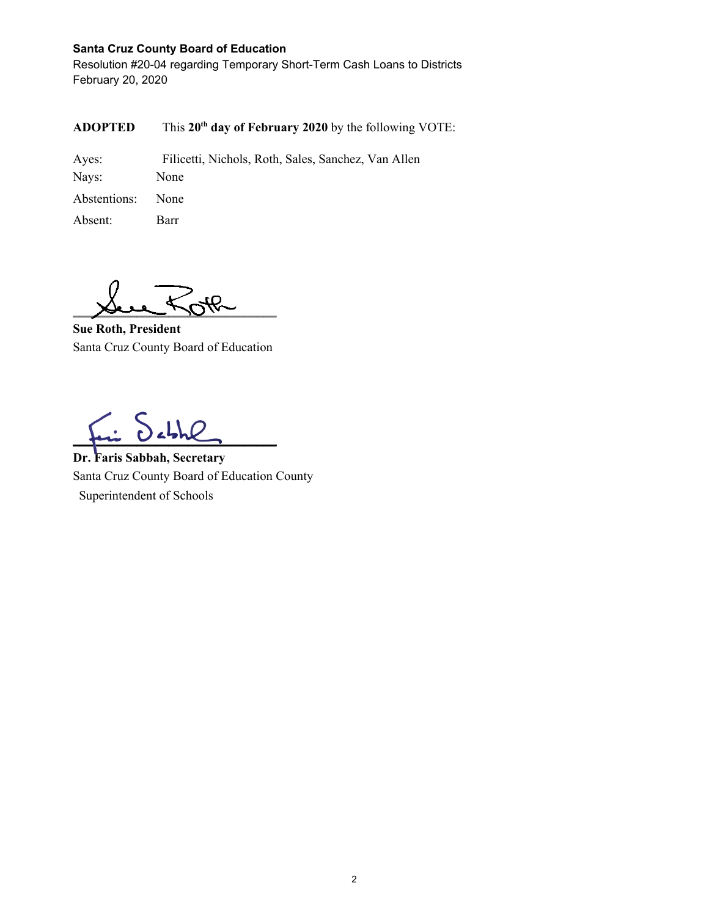**Santa Cruz County Board of Education**
Resolution #20-04 regarding Temporary Short-Term Cash Loans to Districts
February 20, 2020

**ADOPTED** This **20th day of February 2020** by the following VOTE:

Ayes: Filicetti, Nichols, Roth, Sales, Sanchez, Van Allen

Nays: None

Abstentions: None

Absent: Barr

**Sue Roth, President**
Santa Cruz County Board of Education

**Dr. Faris Sabbah, Secretary**
Santa Cruz County Board of Education County
Superintendent of Schools